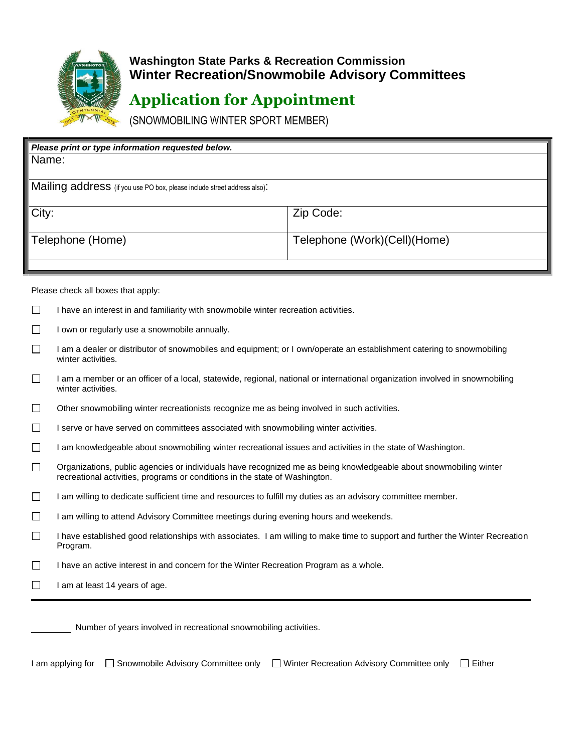**Washington State Parks & Recreation Commission**
**Winter Recreation/Snowmobile Advisory Committees**

# Application for Appointment

(SNOWMOBILING WINTER SPORT MEMBER)

| *Please print or type information requested below.* | |
|---|---|
| Name: | |
| Mailing address (if you use PO box, please include street address also): | |
| City: | Zip Code: |
| Telephone (Home) | Telephone (Work)(Cell)(Home) |

Please check all boxes that apply:

- ☐ I have an interest in and familiarity with snowmobile winter recreation activities.
- ☐ I own or regularly use a snowmobile annually.
- ☐ I am a dealer or distributor of snowmobiles and equipment; or I own/operate an establishment catering to snowmobiling winter activities.
- ☐ I am a member or an officer of a local, statewide, regional, national or international organization involved in snowmobiling winter activities.
- ☐ Other snowmobiling winter recreationists recognize me as being involved in such activities.
- ☐ I serve or have served on committees associated with snowmobiling winter activities.
- ☐ I am knowledgeable about snowmobiling winter recreational issues and activities in the state of Washington.
- ☐ Organizations, public agencies or individuals have recognized me as being knowledgeable about snowmobiling winter recreational activities, programs or conditions in the state of Washington.
- ☐ I am willing to dedicate sufficient time and resources to fulfill my duties as an advisory committee member.
- ☐ I am willing to attend Advisory Committee meetings during evening hours and weekends.
- ☐ I have established good relationships with associates. I am willing to make time to support and further the Winter Recreation Program.
- ☐ I have an active interest in and concern for the Winter Recreation Program as a whole.
- ☐ I am at least 14 years of age.

________ Number of years involved in recreational snowmobiling activities.

I am applying for ☐ Snowmobile Advisory Committee only ☐ Winter Recreation Advisory Committee only ☐ Either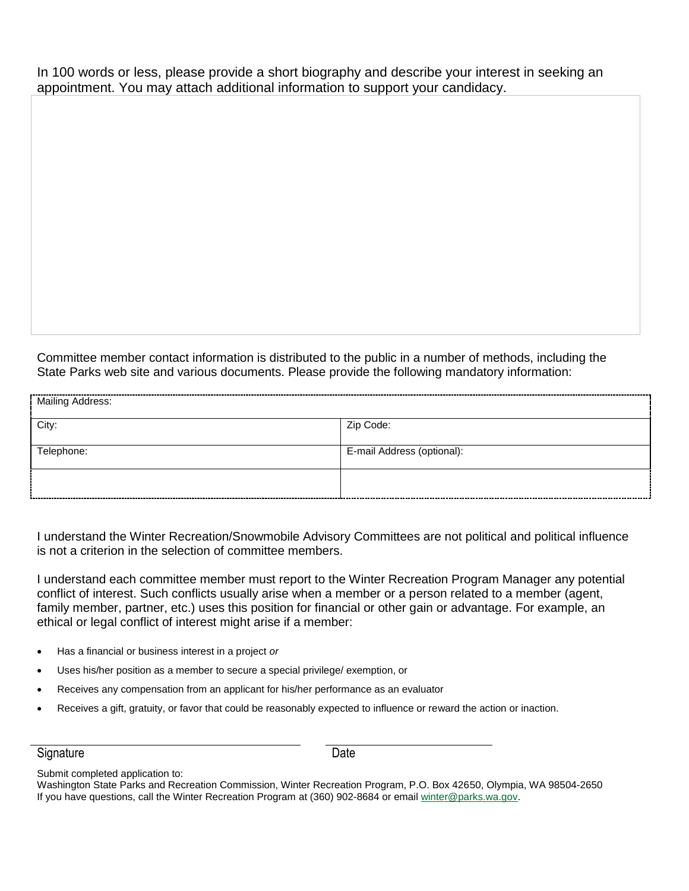In 100 words or less, please provide a short biography and describe your interest in seeking an appointment. You may attach additional information to support your candidacy.

Committee member contact information is distributed to the public in a number of methods, including the State Parks web site and various documents. Please provide the following mandatory information:

| Mailing Address: | |
|---|---|
| City: | Zip Code: |
| Telephone: | E-mail Address (optional): |
| | |

I understand the Winter Recreation/Snowmobile Advisory Committees are not political and political influence is not a criterion in the selection of committee members.

I understand each committee member must report to the Winter Recreation Program Manager any potential conflict of interest. Such conflicts usually arise when a member or a person related to a member (agent, family member, partner, etc.) uses this position for financial or other gain or advantage. For example, an ethical or legal conflict of interest might arise if a member:

- Has a financial or business interest in a project *or*
- Uses his/her position as a member to secure a special privilege/ exemption, or
- Receives any compensation from an applicant for his/her performance as an evaluator
- Receives a gift, gratuity, or favor that could be reasonably expected to influence or reward the action or inaction.

Signature ______________________ Date ______________

Submit completed application to:
Washington State Parks and Recreation Commission, Winter Recreation Program, P.O. Box 42650, Olympia, WA 98504-2650
If you have questions, call the Winter Recreation Program at (360) 902-8684 or email winter@parks.wa.gov.